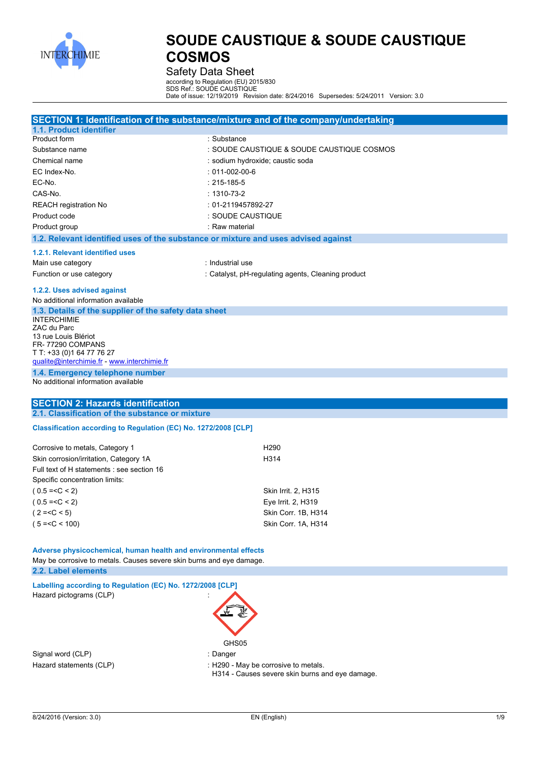# SOUDE CAUSTIQUE & SOUDE CAUSTIQUE COSMOS

Safety Data Sheet

according to Regulation (EU) 2015/830
SDS Ref.: SOUDE CAUSTIQUE
Date of issue: 12/19/2019 Revision date: 8/24/2016 Supersedes: 5/24/2011 Version: 3.0

## SECTION 1: Identification of the substance/mixture and of the company/undertaking

### 1.1. Product identifier

| | |
|---|---|
| Product form | : Substance |
| Substance name | : SOUDE CAUSTIQUE & SOUDE CAUSTIQUE COSMOS |
| Chemical name | : sodium hydroxide; caustic soda |
| EC Index-No. | : 011-002-00-6 |
| EC-No. | : 215-185-5 |
| CAS-No. | : 1310-73-2 |
| REACH registration No | : 01-2119457892-27 |
| Product code | : SOUDE CAUSTIQUE |
| Product group | : Raw material |

### 1.2. Relevant identified uses of the substance or mixture and uses advised against

#### 1.2.1. Relevant identified uses

| | |
|---|---|
| Main use category | : Industrial use |
| Function or use category | : Catalyst, pH-regulating agents, Cleaning product |

#### 1.2.2. Uses advised against

No additional information available

### 1.3. Details of the supplier of the safety data sheet

INTERCHIMIE
ZAC du Parc
13 rue Louis Blériot
FR- 77290 COMPANS
T T: +33 (0)1 64 77 76 27
qualite@interchimie.fr - www.interchimie.fr

### 1.4. Emergency telephone number

No additional information available

## SECTION 2: Hazards identification

### 2.1. Classification of the substance or mixture

**Classification according to Regulation (EC) No. 1272/2008 [CLP]**

| | |
|---|---|
| Corrosive to metals, Category 1 | H290 |
| Skin corrosion/irritation, Category 1A | H314 |

Full text of H statements : see section 16

Specific concentration limits:

| | |
|---|---|
| ( 0.5 =<C < 2) | Skin Irrit. 2, H315 |
| ( 0.5 =<C < 2) | Eye Irrit. 2, H319 |
| ( 2 =<C < 5) | Skin Corr. 1B, H314 |
| ( 5 =<C < 100) | Skin Corr. 1A, H314 |

**Adverse physicochemical, human health and environmental effects**

May be corrosive to metals. Causes severe skin burns and eye damage.

### 2.2. Label elements

**Labelling according to Regulation (EC) No. 1272/2008 [CLP]**

Hazard pictograms (CLP) :

GHS05

| | |
|---|---|
| Signal word (CLP) | : Danger |
| Hazard statements (CLP) | : H290 - May be corrosive to metals.<br>H314 - Causes severe skin burns and eye damage. |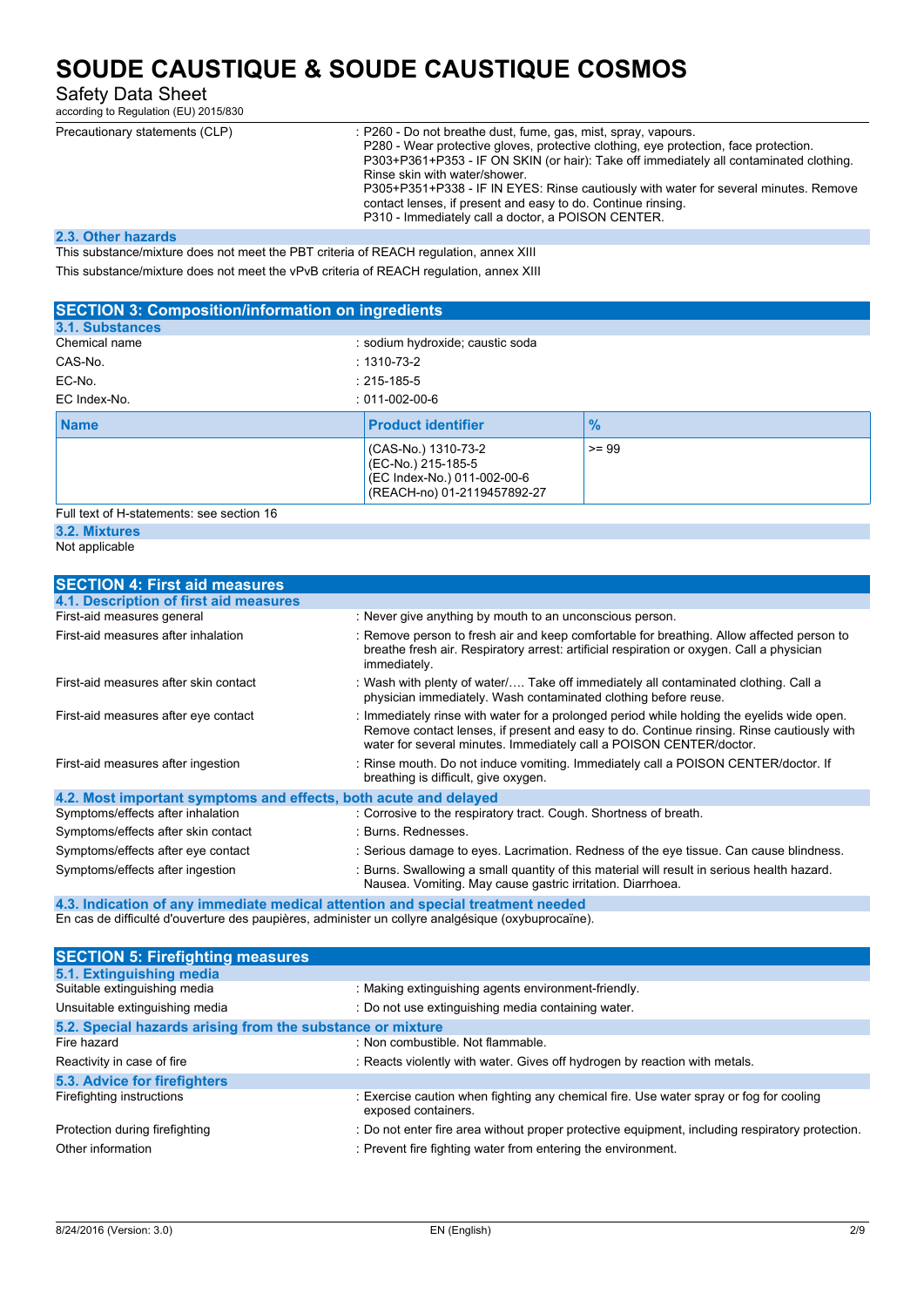| | |
|---|---|
| Precautionary statements (CLP) | : P260 - Do not breathe dust, fume, gas, mist, spray, vapours.<br>P280 - Wear protective gloves, protective clothing, eye protection, face protection.<br>P303+P361+P353 - IF ON SKIN (or hair): Take off immediately all contaminated clothing. Rinse skin with water/shower.<br>P305+P351+P338 - IF IN EYES: Rinse cautiously with water for several minutes. Remove contact lenses, if present and easy to do. Continue rinsing.<br>P310 - Immediately call a doctor, a POISON CENTER. |

### 2.3. Other hazards

This substance/mixture does not meet the PBT criteria of REACH regulation, annex XIII

This substance/mixture does not meet the vPvB criteria of REACH regulation, annex XIII

## SECTION 3: Composition/information on ingredients

### 3.1. Substances

| | |
|---|---|
| Chemical name | : sodium hydroxide; caustic soda |
| CAS-No. | : 1310-73-2 |
| EC-No. | : 215-185-5 |
| EC Index-No. | : 011-002-00-6 |

| Name | Product identifier | % |
|---|---|---|
| | (CAS-No.) 1310-73-2<br>(EC-No.) 215-185-5<br>(EC Index-No.) 011-002-00-6<br>(REACH-no) 01-2119457892-27 | >= 99 |

Full text of H-statements: see section 16

### 3.2. Mixtures

Not applicable

## SECTION 4: First aid measures

### 4.1. Description of first aid measures

| | |
|---|---|
| First-aid measures general | : Never give anything by mouth to an unconscious person. |
| First-aid measures after inhalation | : Remove person to fresh air and keep comfortable for breathing. Allow affected person to breathe fresh air. Respiratory arrest: artificial respiration or oxygen. Call a physician immediately. |
| First-aid measures after skin contact | : Wash with plenty of water/…. Take off immediately all contaminated clothing. Call a physician immediately. Wash contaminated clothing before reuse. |
| First-aid measures after eye contact | : Immediately rinse with water for a prolonged period while holding the eyelids wide open. Remove contact lenses, if present and easy to do. Continue rinsing. Rinse cautiously with water for several minutes. Immediately call a POISON CENTER/doctor. |
| First-aid measures after ingestion | : Rinse mouth. Do not induce vomiting. Immediately call a POISON CENTER/doctor. If breathing is difficult, give oxygen. |

### 4.2. Most important symptoms and effects, both acute and delayed

| | |
|---|---|
| Symptoms/effects after inhalation | : Corrosive to the respiratory tract. Cough. Shortness of breath. |
| Symptoms/effects after skin contact | : Burns. Rednesses. |
| Symptoms/effects after eye contact | : Serious damage to eyes. Lacrimation. Redness of the eye tissue. Can cause blindness. |
| Symptoms/effects after ingestion | : Burns. Swallowing a small quantity of this material will result in serious health hazard. Nausea. Vomiting. May cause gastric irritation. Diarrhoea. |

### 4.3. Indication of any immediate medical attention and special treatment needed

En cas de difficulté d'ouverture des paupières, administer un collyre analgésique (oxybuprocaïne).

## SECTION 5: Firefighting measures

### 5.1. Extinguishing media

| | |
|---|---|
| Suitable extinguishing media | : Making extinguishing agents environment-friendly. |
| Unsuitable extinguishing media | : Do not use extinguishing media containing water. |

### 5.2. Special hazards arising from the substance or mixture

| | |
|---|---|
| Fire hazard | : Non combustible. Not flammable. |
| Reactivity in case of fire | : Reacts violently with water. Gives off hydrogen by reaction with metals. |

### 5.3. Advice for firefighters

| | |
|---|---|
| Firefighting instructions | : Exercise caution when fighting any chemical fire. Use water spray or fog for cooling exposed containers. |
| Protection during firefighting | : Do not enter fire area without proper protective equipment, including respiratory protection. |
| Other information | : Prevent fire fighting water from entering the environment. |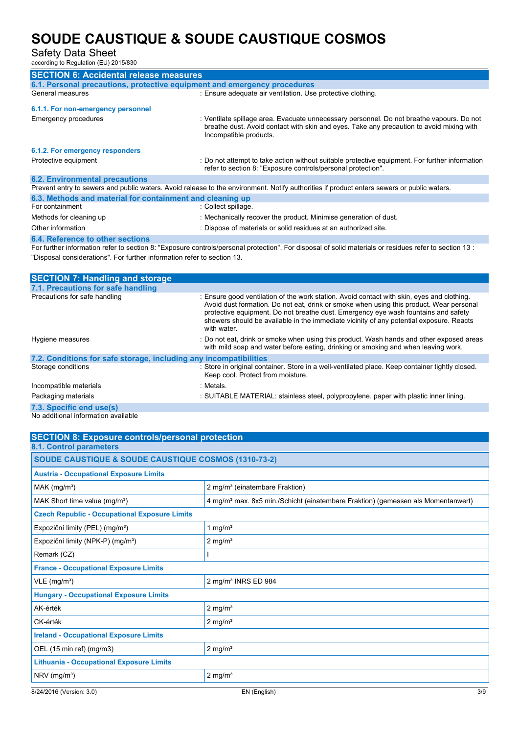## SECTION 6: Accidental release measures

### 6.1. Personal precautions, protective equipment and emergency procedures

General measures : Ensure adequate air ventilation. Use protective clothing.

#### 6.1.1. For non-emergency personnel

Emergency procedures : Ventilate spillage area. Evacuate unnecessary personnel. Do not breathe vapours. Do not breathe dust. Avoid contact with skin and eyes. Take any precaution to avoid mixing with Incompatible products.

#### 6.1.2. For emergency responders

Protective equipment : Do not attempt to take action without suitable protective equipment. For further information refer to section 8: "Exposure controls/personal protection".

### 6.2. Environmental precautions

Prevent entry to sewers and public waters. Avoid release to the environment. Notify authorities if product enters sewers or public waters.

### 6.3. Methods and material for containment and cleaning up

For containment : Collect spillage.

Methods for cleaning up : Mechanically recover the product. Minimise generation of dust.

Other information : Dispose of materials or solid residues at an authorized site.

### 6.4. Reference to other sections

For further information refer to section 8: "Exposure controls/personal protection". For disposal of solid materials or residues refer to section 13 : "Disposal considerations". For further information refer to section 13.

## SECTION 7: Handling and storage

### 7.1. Precautions for safe handling

Precautions for safe handling : Ensure good ventilation of the work station. Avoid contact with skin, eyes and clothing. Avoid dust formation. Do not eat, drink or smoke when using this product. Wear personal protective equipment. Do not breathe dust. Emergency eye wash fountains and safety showers should be available in the immediate vicinity of any potential exposure. Reacts with water.

Hygiene measures : Do not eat, drink or smoke when using this product. Wash hands and other exposed areas with mild soap and water before eating, drinking or smoking and when leaving work.

### 7.2. Conditions for safe storage, including any incompatibilities

Storage conditions : Store in original container. Store in a well-ventilated place. Keep container tightly closed. Keep cool. Protect from moisture.

Incompatible materials : Metals.

Packaging materials : SUITABLE MATERIAL: stainless steel, polypropylene. paper with plastic inner lining.

### 7.3. Specific end use(s)

No additional information available

## SECTION 8: Exposure controls/personal protection

### 8.1. Control parameters

| SOUDE CAUSTIQUE & SOUDE CAUSTIQUE COSMOS (1310-73-2) | |
|---|---|
| **Austria - Occupational Exposure Limits** | |
| MAK (mg/m³) | 2 mg/m³ (einatembare Fraktion) |
| MAK Short time value (mg/m³) | 4 mg/m³ max. 8x5 min./Schicht (einatembare Fraktion) (gemessen als Momentanwert) |
| **Czech Republic - Occupational Exposure Limits** | |
| Expoziční limity (PEL) (mg/m³) | 1 mg/m³ |
| Expoziční limity (NPK-P) (mg/m³) | 2 mg/m³ |
| Remark (CZ) | I |
| **France - Occupational Exposure Limits** | |
| VLE (mg/m³) | 2 mg/m³ INRS ED 984 |
| **Hungary - Occupational Exposure Limits** | |
| AK-érték | 2 mg/m³ |
| CK-érték | 2 mg/m³ |
| **Ireland - Occupational Exposure Limits** | |
| OEL (15 min ref) (mg/m3) | 2 mg/m³ |
| **Lithuania - Occupational Exposure Limits** | |
| NRV (mg/m³) | 2 mg/m³ |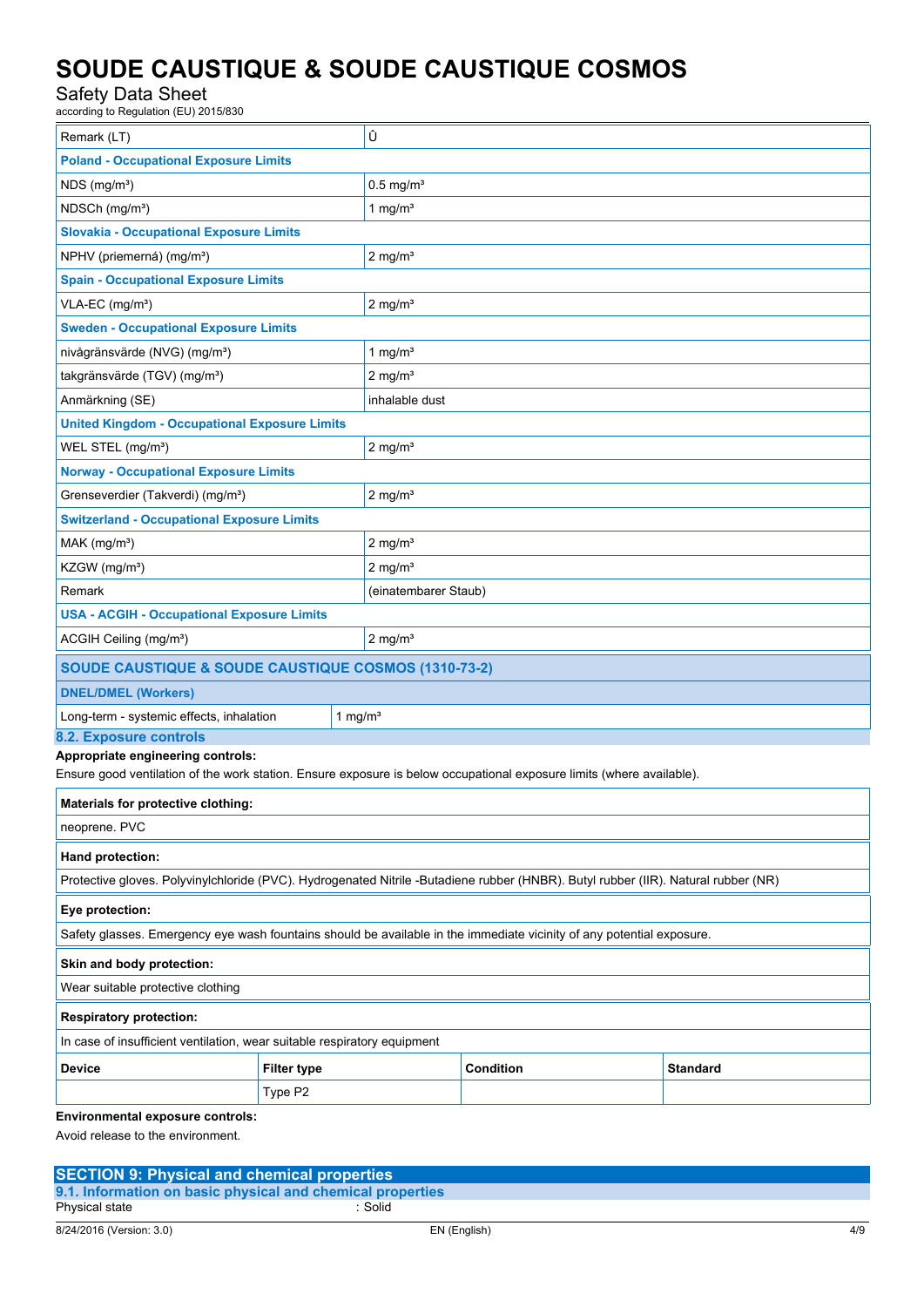| | |
|---|---|
| Remark (LT) | Û |
| **Poland - Occupational Exposure Limits** | |
| NDS (mg/m³) | 0.5 mg/m³ |
| NDSCh (mg/m³) | 1 mg/m³ |
| **Slovakia - Occupational Exposure Limits** | |
| NPHV (priemerná) (mg/m³) | 2 mg/m³ |
| **Spain - Occupational Exposure Limits** | |
| VLA-EC (mg/m³) | 2 mg/m³ |
| **Sweden - Occupational Exposure Limits** | |
| nivågränsvärde (NVG) (mg/m³) | 1 mg/m³ |
| takgränsvärde (TGV) (mg/m³) | 2 mg/m³ |
| Anmärkning (SE) | inhalable dust |
| **United Kingdom - Occupational Exposure Limits** | |
| WEL STEL (mg/m³) | 2 mg/m³ |
| **Norway - Occupational Exposure Limits** | |
| Grenseverdier (Takverdi) (mg/m³) | 2 mg/m³ |
| **Switzerland - Occupational Exposure Limits** | |
| MAK (mg/m³) | 2 mg/m³ |
| KZGW (mg/m³) | 2 mg/m³ |
| Remark | (einatembarer Staub) |
| **USA - ACGIH - Occupational Exposure Limits** | |
| ACGIH Ceiling (mg/m³) | 2 mg/m³ |

| **SOUDE CAUSTIQUE & SOUDE CAUSTIQUE COSMOS (1310-73-2)** | |
|---|---|
| **DNEL/DMEL (Workers)** | |
| Long-term - systemic effects, inhalation | 1 mg/m³ |

### 8.2. Exposure controls

**Appropriate engineering controls:**

Ensure good ventilation of the work station. Ensure exposure is below occupational exposure limits (where available).

| **Materials for protective clothing:** |
|---|
| neoprene. PVC |

| **Hand protection:** |
|---|
| Protective gloves. Polyvinylchloride (PVC). Hydrogenated Nitrile -Butadiene rubber (HNBR). Butyl rubber (IIR). Natural rubber (NR) |

| **Eye protection:** |
|---|
| Safety glasses. Emergency eye wash fountains should be available in the immediate vicinity of any potential exposure. |

| **Skin and body protection:** |
|---|
| Wear suitable protective clothing |

| **Respiratory protection:** | | | |
|---|---|---|---|
| In case of insufficient ventilation, wear suitable respiratory equipment | | | |
| **Device** | **Filter type** | **Condition** | **Standard** |
| | Type P2 | | |

**Environmental exposure controls:**

Avoid release to the environment.

## SECTION 9: Physical and chemical properties

### 9.1. Information on basic physical and chemical properties

Physical state : Solid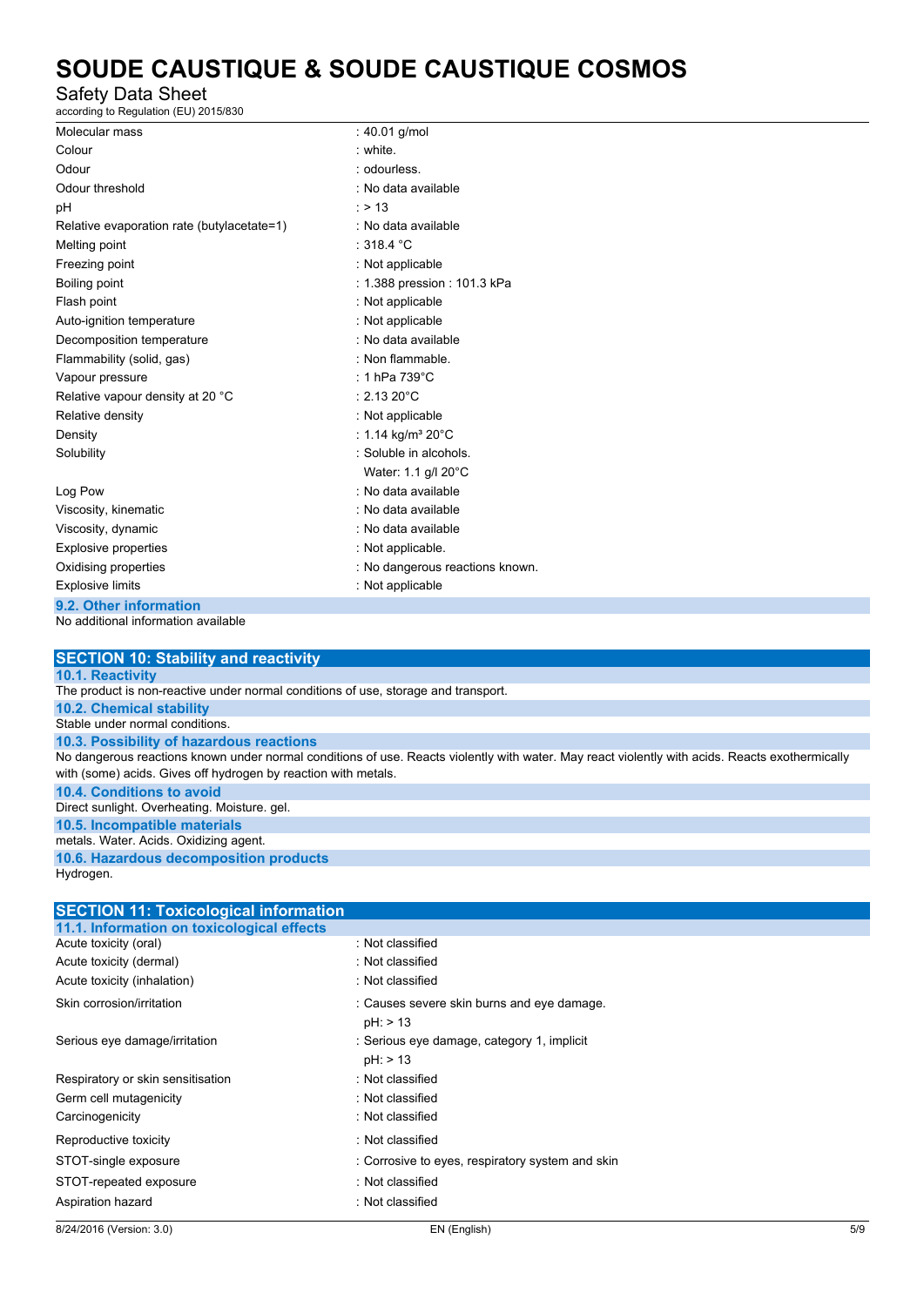| | |
|---|---|
| Molecular mass | : 40.01 g/mol |
| Colour | : white. |
| Odour | : odourless. |
| Odour threshold | : No data available |
| pH | : > 13 |
| Relative evaporation rate (butylacetate=1) | : No data available |
| Melting point | : 318.4 °C |
| Freezing point | : Not applicable |
| Boiling point | : 1.388 pression : 101.3 kPa |
| Flash point | : Not applicable |
| Auto-ignition temperature | : Not applicable |
| Decomposition temperature | : No data available |
| Flammability (solid, gas) | : Non flammable. |
| Vapour pressure | : 1 hPa 739°C |
| Relative vapour density at 20 °C | : 2.13 20°C |
| Relative density | : Not applicable |
| Density | : 1.14 kg/m³ 20°C |
| Solubility | : Soluble in alcohols.<br>Water: 1.1 g/l 20°C |
| Log Pow | : No data available |
| Viscosity, kinematic | : No data available |
| Viscosity, dynamic | : No data available |
| Explosive properties | : Not applicable. |
| Oxidising properties | : No dangerous reactions known. |
| Explosive limits | : Not applicable |

### 9.2. Other information

No additional information available

## SECTION 10: Stability and reactivity

### 10.1. Reactivity

The product is non-reactive under normal conditions of use, storage and transport.

### 10.2. Chemical stability

Stable under normal conditions.

### 10.3. Possibility of hazardous reactions

No dangerous reactions known under normal conditions of use. Reacts violently with water. May react violently with acids. Reacts exothermically with (some) acids. Gives off hydrogen by reaction with metals.

### 10.4. Conditions to avoid

Direct sunlight. Overheating. Moisture. gel.

### 10.5. Incompatible materials

metals. Water. Acids. Oxidizing agent.

### 10.6. Hazardous decomposition products

Hydrogen.

## SECTION 11: Toxicological information

### 11.1. Information on toxicological effects

| | |
|---|---|
| Acute toxicity (oral) | : Not classified |
| Acute toxicity (dermal) | : Not classified |
| Acute toxicity (inhalation) | : Not classified |
| Skin corrosion/irritation | : Causes severe skin burns and eye damage.<br>pH: > 13 |
| Serious eye damage/irritation | : Serious eye damage, category 1, implicit<br>pH: > 13 |
| Respiratory or skin sensitisation | : Not classified |
| Germ cell mutagenicity | : Not classified |
| Carcinogenicity | : Not classified |
| Reproductive toxicity | : Not classified |
| STOT-single exposure | : Corrosive to eyes, respiratory system and skin |
| STOT-repeated exposure | : Not classified |
| Aspiration hazard | : Not classified |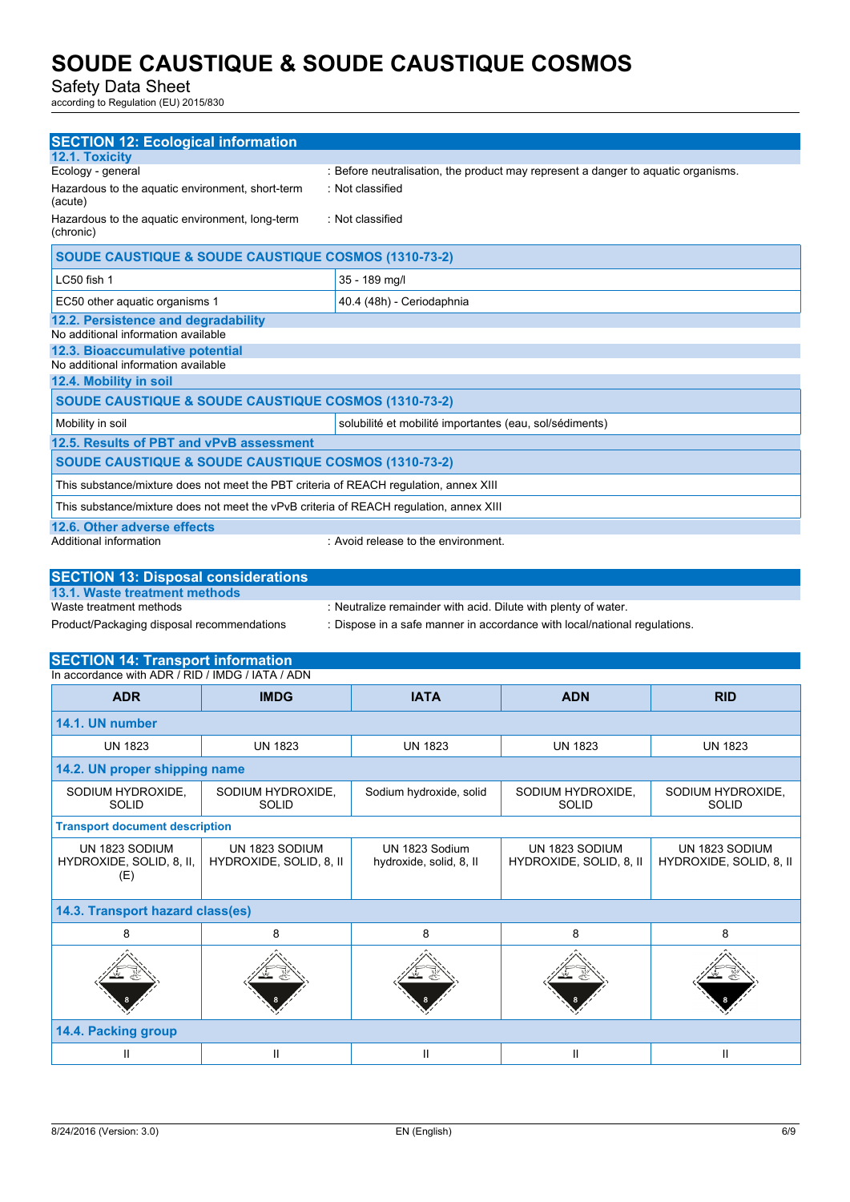## SECTION 12: Ecological information

### 12.1. Toxicity

| | |
|---|---|
| Ecology - general | : Before neutralisation, the product may represent a danger to aquatic organisms. |
| Hazardous to the aquatic environment, short-term (acute) | : Not classified |
| Hazardous to the aquatic environment, long-term (chronic) | : Not classified |

| SOUDE CAUSTIQUE & SOUDE CAUSTIQUE COSMOS (1310-73-2) | |
|---|---|
| LC50 fish 1 | 35 - 189 mg/l |
| EC50 other aquatic organisms 1 | 40.4 (48h) - Ceriodaphnia |

### 12.2. Persistence and degradability

No additional information available

### 12.3. Bioaccumulative potential

No additional information available

### 12.4. Mobility in soil

| SOUDE CAUSTIQUE & SOUDE CAUSTIQUE COSMOS (1310-73-2) | |
|---|---|
| Mobility in soil | solubilité et mobilité importantes (eau, sol/sédiments) |

### 12.5. Results of PBT and vPvB assessment

| SOUDE CAUSTIQUE & SOUDE CAUSTIQUE COSMOS (1310-73-2) |
|---|
| This substance/mixture does not meet the PBT criteria of REACH regulation, annex XIII |
| This substance/mixture does not meet the vPvB criteria of REACH regulation, annex XIII |

### 12.6. Other adverse effects

| | |
|---|---|
| Additional information | : Avoid release to the environment. |

## SECTION 13: Disposal considerations

### 13.1. Waste treatment methods

| | |
|---|---|
| Waste treatment methods | : Neutralize remainder with acid. Dilute with plenty of water. |
| Product/Packaging disposal recommendations | : Dispose in a safe manner in accordance with local/national regulations. |

## SECTION 14: Transport information

In accordance with ADR / RID / IMDG / IATA / ADN

| ADR | IMDG | IATA | ADN | RID |
|---|---|---|---|---|
| **14.1. UN number** | | | | |
| UN 1823 | UN 1823 | UN 1823 | UN 1823 | UN 1823 |
| **14.2. UN proper shipping name** | | | | |
| SODIUM HYDROXIDE, SOLID | SODIUM HYDROXIDE, SOLID | Sodium hydroxide, solid | SODIUM HYDROXIDE, SOLID | SODIUM HYDROXIDE, SOLID |
| **Transport document description** | | | | |
| UN 1823 SODIUM HYDROXIDE, SOLID, 8, II, (E) | UN 1823 SODIUM HYDROXIDE, SOLID, 8, II | UN 1823 Sodium hydroxide, solid, 8, II | UN 1823 SODIUM HYDROXIDE, SOLID, 8, II | UN 1823 SODIUM HYDROXIDE, SOLID, 8, II |
| **14.3. Transport hazard class(es)** | | | | |
| 8 | 8 | 8 | 8 | 8 |
| **14.4. Packing group** | | | | |
| II | II | II | II | II |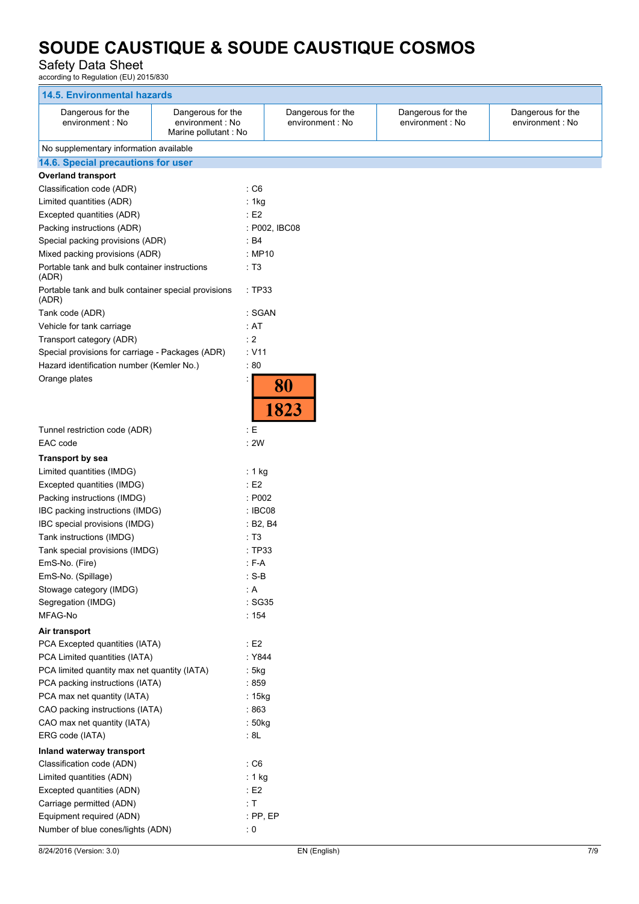### 14.5. Environmental hazards

| Dangerous for the environment : No | Dangerous for the environment : No<br>Marine pollutant : No | Dangerous for the environment : No | Dangerous for the environment : No | Dangerous for the environment : No |
|---|---|---|---|---|

No supplementary information available

### 14.6. Special precautions for user

**Overland transport**

Classification code (ADR) : C6
Limited quantities (ADR) : 1kg
Excepted quantities (ADR) : E2
Packing instructions (ADR) : P002, IBC08
Special packing provisions (ADR) : B4
Mixed packing provisions (ADR) : MP10
Portable tank and bulk container instructions (ADR) : T3
Portable tank and bulk container special provisions (ADR) : TP33
Tank code (ADR) : SGAN
Vehicle for tank carriage : AT
Transport category (ADR) : 2
Special provisions for carriage - Packages (ADR) : V11
Hazard identification number (Kemler No.) : 80
Orange plates :

| 80 |
|---|
| 1823 |

Tunnel restriction code (ADR) : E
EAC code : 2W

**Transport by sea**

Limited quantities (IMDG) : 1 kg
Excepted quantities (IMDG) : E2
Packing instructions (IMDG) : P002
IBC packing instructions (IMDG) : IBC08
IBC special provisions (IMDG) : B2, B4
Tank instructions (IMDG) : T3
Tank special provisions (IMDG) : TP33
EmS-No. (Fire) : F-A
EmS-No. (Spillage) : S-B
Stowage category (IMDG) : A
Segregation (IMDG) : SG35
MFAG-No : 154

**Air transport**

PCA Excepted quantities (IATA) : E2
PCA Limited quantities (IATA) : Y844
PCA limited quantity max net quantity (IATA) : 5kg
PCA packing instructions (IATA) : 859
PCA max net quantity (IATA) : 15kg
CAO packing instructions (IATA) : 863
CAO max net quantity (IATA) : 50kg
ERG code (IATA) : 8L

**Inland waterway transport**

Classification code (ADN) : C6
Limited quantities (ADN) : 1 kg
Excepted quantities (ADN) : E2
Carriage permitted (ADN) : T
Equipment required (ADN) : PP, EP
Number of blue cones/lights (ADN) : 0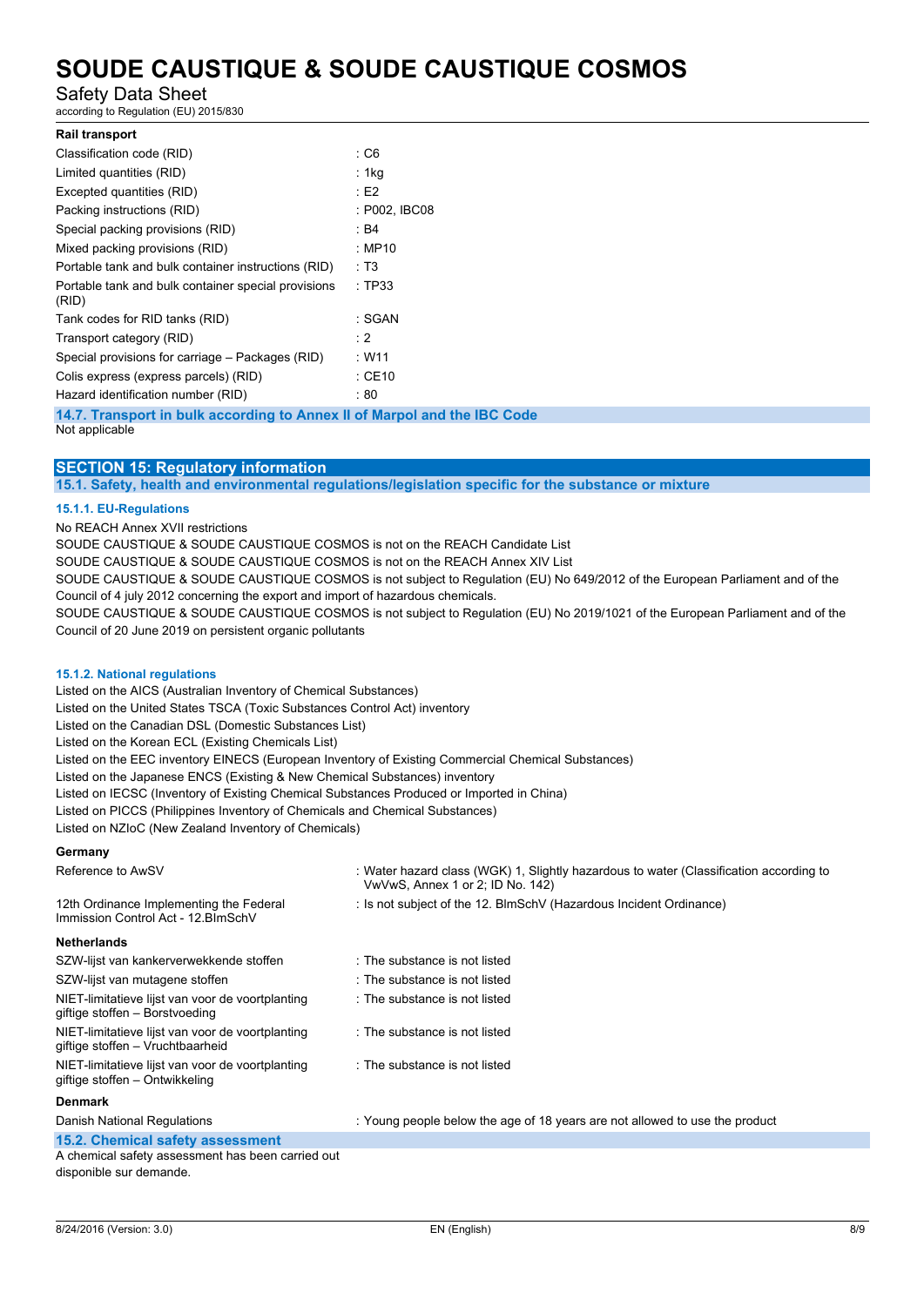**Rail transport**

| | |
|---|---|
| Classification code (RID) | : C6 |
| Limited quantities (RID) | : 1kg |
| Excepted quantities (RID) | : E2 |
| Packing instructions (RID) | : P002, IBC08 |
| Special packing provisions (RID) | : B4 |
| Mixed packing provisions (RID) | : MP10 |
| Portable tank and bulk container instructions (RID) | : T3 |
| Portable tank and bulk container special provisions (RID) | : TP33 |
| Tank codes for RID tanks (RID) | : SGAN |
| Transport category (RID) | : 2 |
| Special provisions for carriage – Packages (RID) | : W11 |
| Colis express (express parcels) (RID) | : CE10 |
| Hazard identification number (RID) | : 80 |

### 14.7. Transport in bulk according to Annex II of Marpol and the IBC Code

Not applicable

## SECTION 15: Regulatory information

### 15.1. Safety, health and environmental regulations/legislation specific for the substance or mixture

#### 15.1.1. EU-Regulations

No REACH Annex XVII restrictions

SOUDE CAUSTIQUE & SOUDE CAUSTIQUE COSMOS is not on the REACH Candidate List

SOUDE CAUSTIQUE & SOUDE CAUSTIQUE COSMOS is not on the REACH Annex XIV List

SOUDE CAUSTIQUE & SOUDE CAUSTIQUE COSMOS is not subject to Regulation (EU) No 649/2012 of the European Parliament and of the Council of 4 july 2012 concerning the export and import of hazardous chemicals.

SOUDE CAUSTIQUE & SOUDE CAUSTIQUE COSMOS is not subject to Regulation (EU) No 2019/1021 of the European Parliament and of the Council of 20 June 2019 on persistent organic pollutants

#### 15.1.2. National regulations

Listed on the AICS (Australian Inventory of Chemical Substances)

Listed on the United States TSCA (Toxic Substances Control Act) inventory

Listed on the Canadian DSL (Domestic Substances List)

Listed on the Korean ECL (Existing Chemicals List)

Listed on the EEC inventory EINECS (European Inventory of Existing Commercial Chemical Substances)

Listed on the Japanese ENCS (Existing & New Chemical Substances) inventory

Listed on IECSC (Inventory of Existing Chemical Substances Produced or Imported in China)

Listed on PICCS (Philippines Inventory of Chemicals and Chemical Substances)

Listed on NZIoC (New Zealand Inventory of Chemicals)

**Germany**

| | |
|---|---|
| Reference to AwSV | : Water hazard class (WGK) 1, Slightly hazardous to water (Classification according to VwVwS, Annex 1 or 2; ID No. 142) |
| 12th Ordinance Implementing the Federal Immission Control Act - 12.BImSchV | : Is not subject of the 12. BImSchV (Hazardous Incident Ordinance) |

**Netherlands**

| | |
|---|---|
| SZW-lijst van kankerverwekkende stoffen | : The substance is not listed |
| SZW-lijst van mutagene stoffen | : The substance is not listed |
| NIET-limitatieve lijst van voor de voortplanting giftige stoffen – Borstvoeding | : The substance is not listed |
| NIET-limitatieve lijst van voor de voortplanting giftige stoffen – Vruchtbaarheid | : The substance is not listed |
| NIET-limitatieve lijst van voor de voortplanting giftige stoffen – Ontwikkeling | : The substance is not listed |

**Denmark**

| | |
|---|---|
| Danish National Regulations | : Young people below the age of 18 years are not allowed to use the product |

### 15.2. Chemical safety assessment

A chemical safety assessment has been carried out disponible sur demande.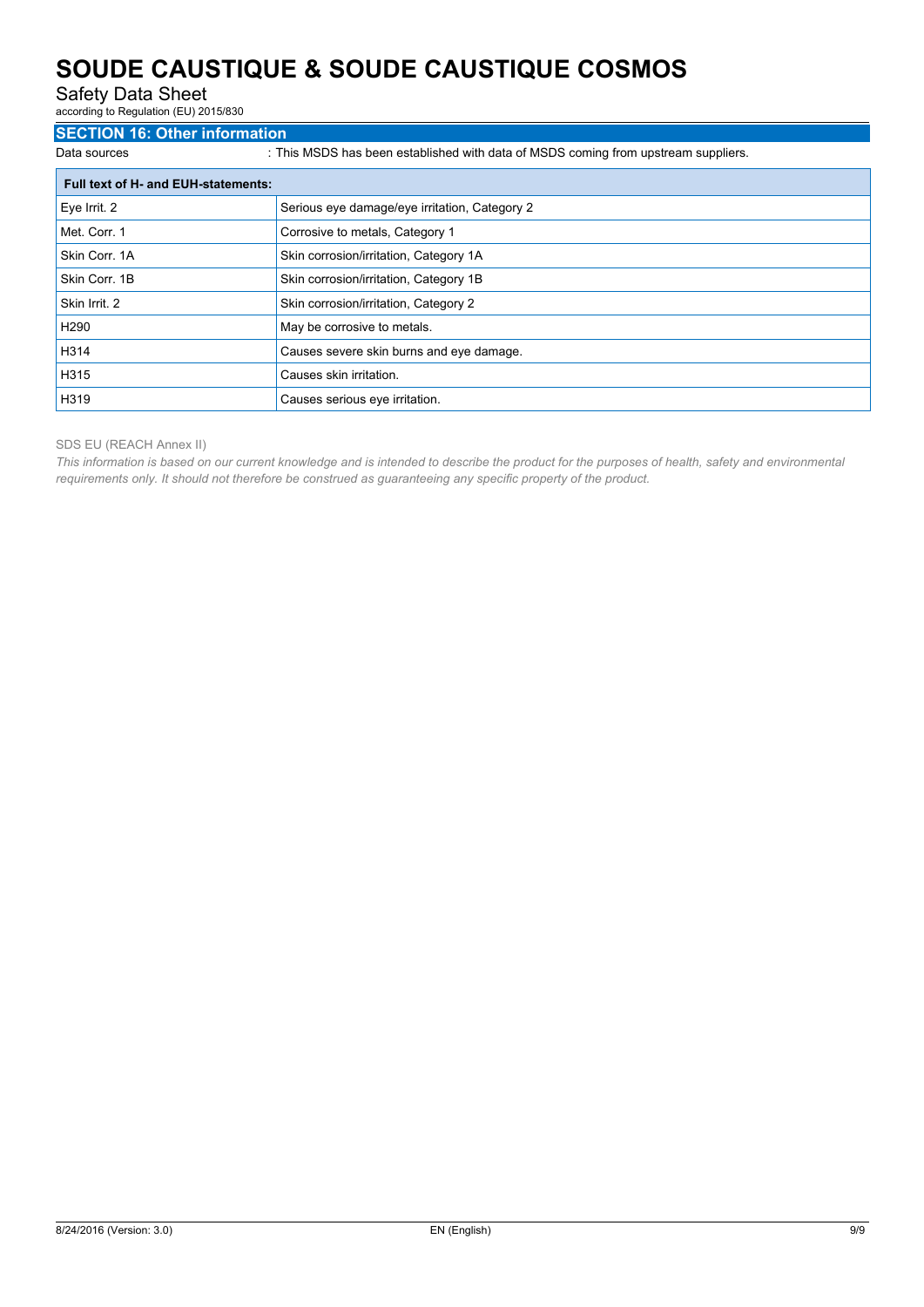## SECTION 16: Other information

Data sources : This MSDS has been established with data of MSDS coming from upstream suppliers.

| Full text of H- and EUH-statements: | |
|---|---|
| Eye Irrit. 2 | Serious eye damage/eye irritation, Category 2 |
| Met. Corr. 1 | Corrosive to metals, Category 1 |
| Skin Corr. 1A | Skin corrosion/irritation, Category 1A |
| Skin Corr. 1B | Skin corrosion/irritation, Category 1B |
| Skin Irrit. 2 | Skin corrosion/irritation, Category 2 |
| H290 | May be corrosive to metals. |
| H314 | Causes severe skin burns and eye damage. |
| H315 | Causes skin irritation. |
| H319 | Causes serious eye irritation. |

SDS EU (REACH Annex II)

*This information is based on our current knowledge and is intended to describe the product for the purposes of health, safety and environmental requirements only. It should not therefore be construed as guaranteeing any specific property of the product.*